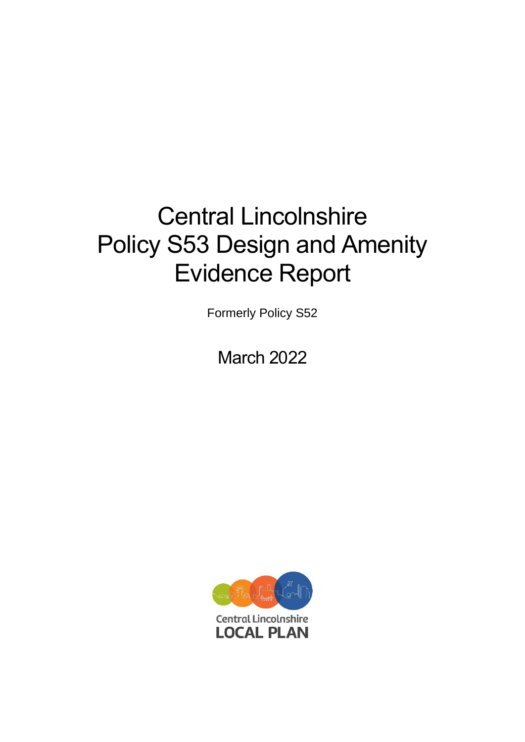# Central Lincolnshire Policy S53 Design and Amenity Evidence Report

Formerly Policy S52

March 2022

Central Lincolnshire
LOCAL PLAN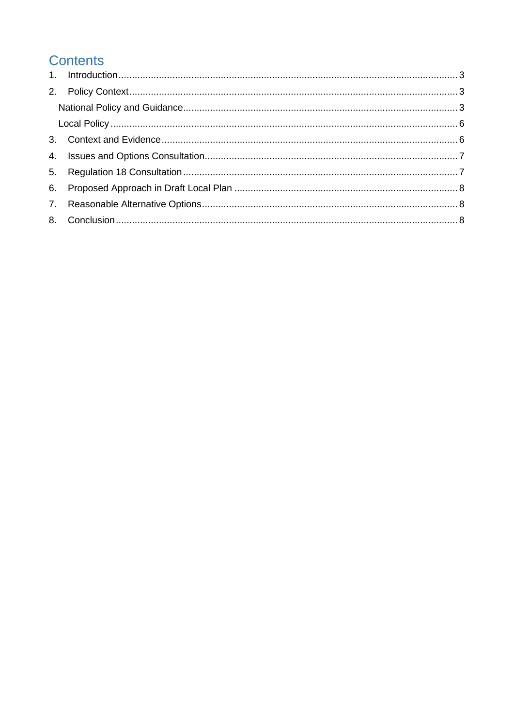# Contents

1. Introduction ..... 3
2. Policy Context ..... 3
   - National Policy and Guidance ..... 3
   - Local Policy ..... 6
3. Context and Evidence ..... 6
4. Issues and Options Consultation ..... 7
5. Regulation 18 Consultation ..... 7
6. Proposed Approach in Draft Local Plan ..... 8
7. Reasonable Alternative Options ..... 8
8. Conclusion ..... 8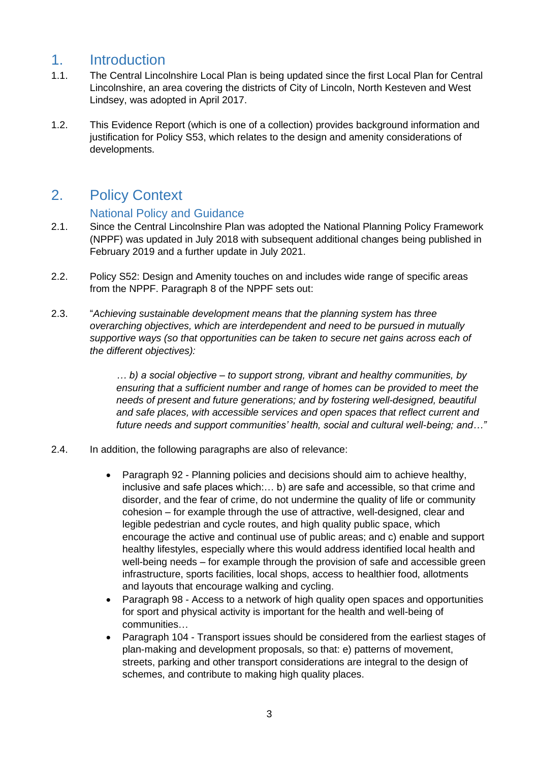# 1. Introduction

1.1. The Central Lincolnshire Local Plan is being updated since the first Local Plan for Central Lincolnshire, an area covering the districts of City of Lincoln, North Kesteven and West Lindsey, was adopted in April 2017.

1.2. This Evidence Report (which is one of a collection) provides background information and justification for Policy S53, which relates to the design and amenity considerations of developments.

# 2. Policy Context

## National Policy and Guidance

2.1. Since the Central Lincolnshire Plan was adopted the National Planning Policy Framework (NPPF) was updated in July 2018 with subsequent additional changes being published in February 2019 and a further update in July 2021.

2.2. Policy S52: Design and Amenity touches on and includes wide range of specific areas from the NPPF. Paragraph 8 of the NPPF sets out:

2.3. "*Achieving sustainable development means that the planning system has three overarching objectives, which are interdependent and need to be pursued in mutually supportive ways (so that opportunities can be taken to secure net gains across each of the different objectives):*

> *… b) a social objective – to support strong, vibrant and healthy communities, by ensuring that a sufficient number and range of homes can be provided to meet the needs of present and future generations; and by fostering well-designed, beautiful and safe places, with accessible services and open spaces that reflect current and future needs and support communities' health, social and cultural well-being; and…"*

2.4. In addition, the following paragraphs are also of relevance:

- Paragraph 92 - Planning policies and decisions should aim to achieve healthy, inclusive and safe places which:… b) are safe and accessible, so that crime and disorder, and the fear of crime, do not undermine the quality of life or community cohesion – for example through the use of attractive, well-designed, clear and legible pedestrian and cycle routes, and high quality public space, which encourage the active and continual use of public areas; and c) enable and support healthy lifestyles, especially where this would address identified local health and well-being needs – for example through the provision of safe and accessible green infrastructure, sports facilities, local shops, access to healthier food, allotments and layouts that encourage walking and cycling.
- Paragraph 98 - Access to a network of high quality open spaces and opportunities for sport and physical activity is important for the health and well-being of communities…
- Paragraph 104 - Transport issues should be considered from the earliest stages of plan-making and development proposals, so that: e) patterns of movement, streets, parking and other transport considerations are integral to the design of schemes, and contribute to making high quality places.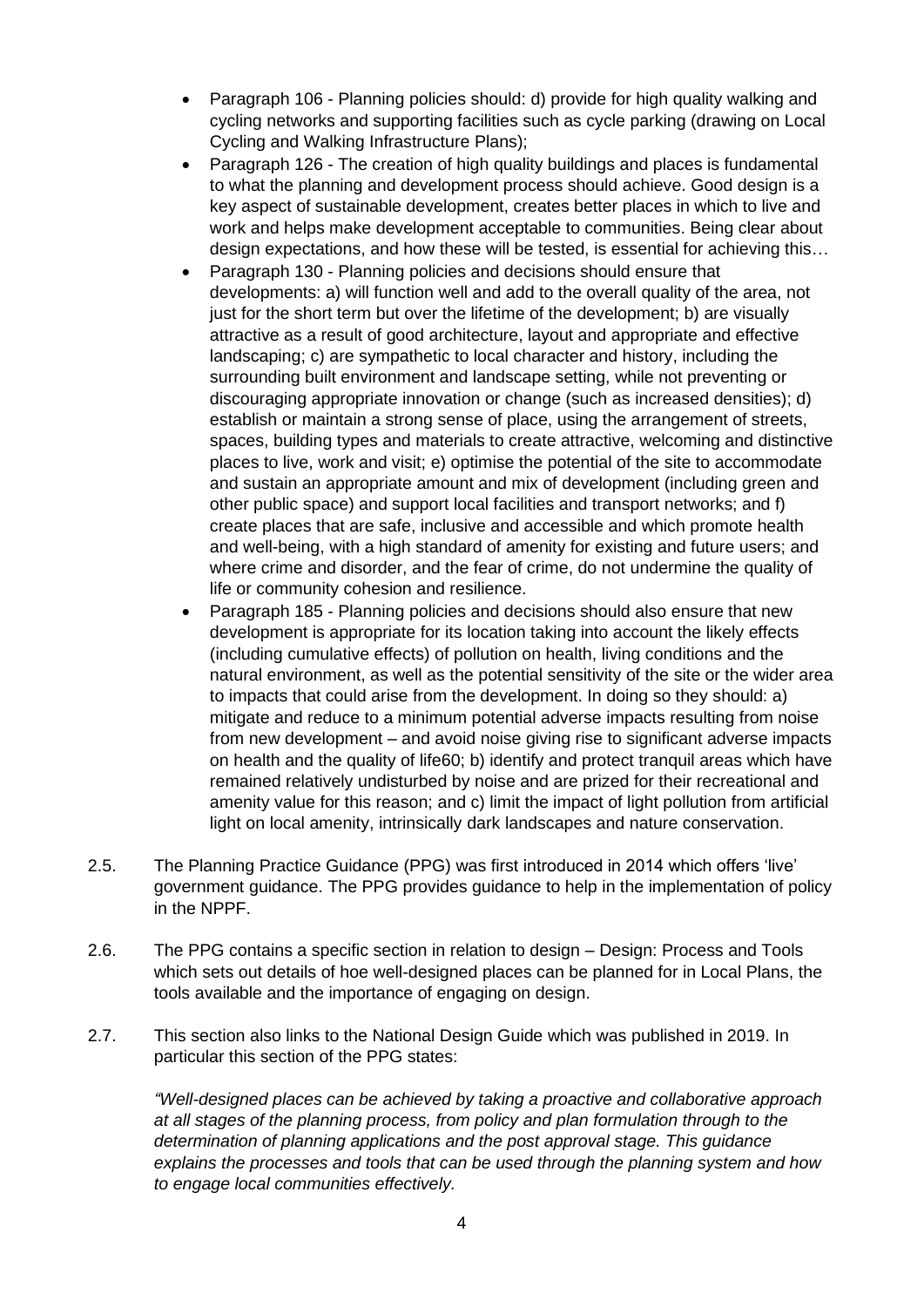- Paragraph 106 - Planning policies should: d) provide for high quality walking and cycling networks and supporting facilities such as cycle parking (drawing on Local Cycling and Walking Infrastructure Plans);
- Paragraph 126 - The creation of high quality buildings and places is fundamental to what the planning and development process should achieve. Good design is a key aspect of sustainable development, creates better places in which to live and work and helps make development acceptable to communities. Being clear about design expectations, and how these will be tested, is essential for achieving this…
- Paragraph 130 - Planning policies and decisions should ensure that developments: a) will function well and add to the overall quality of the area, not just for the short term but over the lifetime of the development; b) are visually attractive as a result of good architecture, layout and appropriate and effective landscaping; c) are sympathetic to local character and history, including the surrounding built environment and landscape setting, while not preventing or discouraging appropriate innovation or change (such as increased densities); d) establish or maintain a strong sense of place, using the arrangement of streets, spaces, building types and materials to create attractive, welcoming and distinctive places to live, work and visit; e) optimise the potential of the site to accommodate and sustain an appropriate amount and mix of development (including green and other public space) and support local facilities and transport networks; and f) create places that are safe, inclusive and accessible and which promote health and well-being, with a high standard of amenity for existing and future users; and where crime and disorder, and the fear of crime, do not undermine the quality of life or community cohesion and resilience.
- Paragraph 185 - Planning policies and decisions should also ensure that new development is appropriate for its location taking into account the likely effects (including cumulative effects) of pollution on health, living conditions and the natural environment, as well as the potential sensitivity of the site or the wider area to impacts that could arise from the development. In doing so they should: a) mitigate and reduce to a minimum potential adverse impacts resulting from noise from new development – and avoid noise giving rise to significant adverse impacts on health and the quality of life60; b) identify and protect tranquil areas which have remained relatively undisturbed by noise and are prized for their recreational and amenity value for this reason; and c) limit the impact of light pollution from artificial light on local amenity, intrinsically dark landscapes and nature conservation.

2.5. The Planning Practice Guidance (PPG) was first introduced in 2014 which offers 'live' government guidance. The PPG provides guidance to help in the implementation of policy in the NPPF.

2.6. The PPG contains a specific section in relation to design – Design: Process and Tools which sets out details of hoe well-designed places can be planned for in Local Plans, the tools available and the importance of engaging on design.

2.7. This section also links to the National Design Guide which was published in 2019. In particular this section of the PPG states:

*"Well-designed places can be achieved by taking a proactive and collaborative approach at all stages of the planning process, from policy and plan formulation through to the determination of planning applications and the post approval stage. This guidance explains the processes and tools that can be used through the planning system and how to engage local communities effectively.*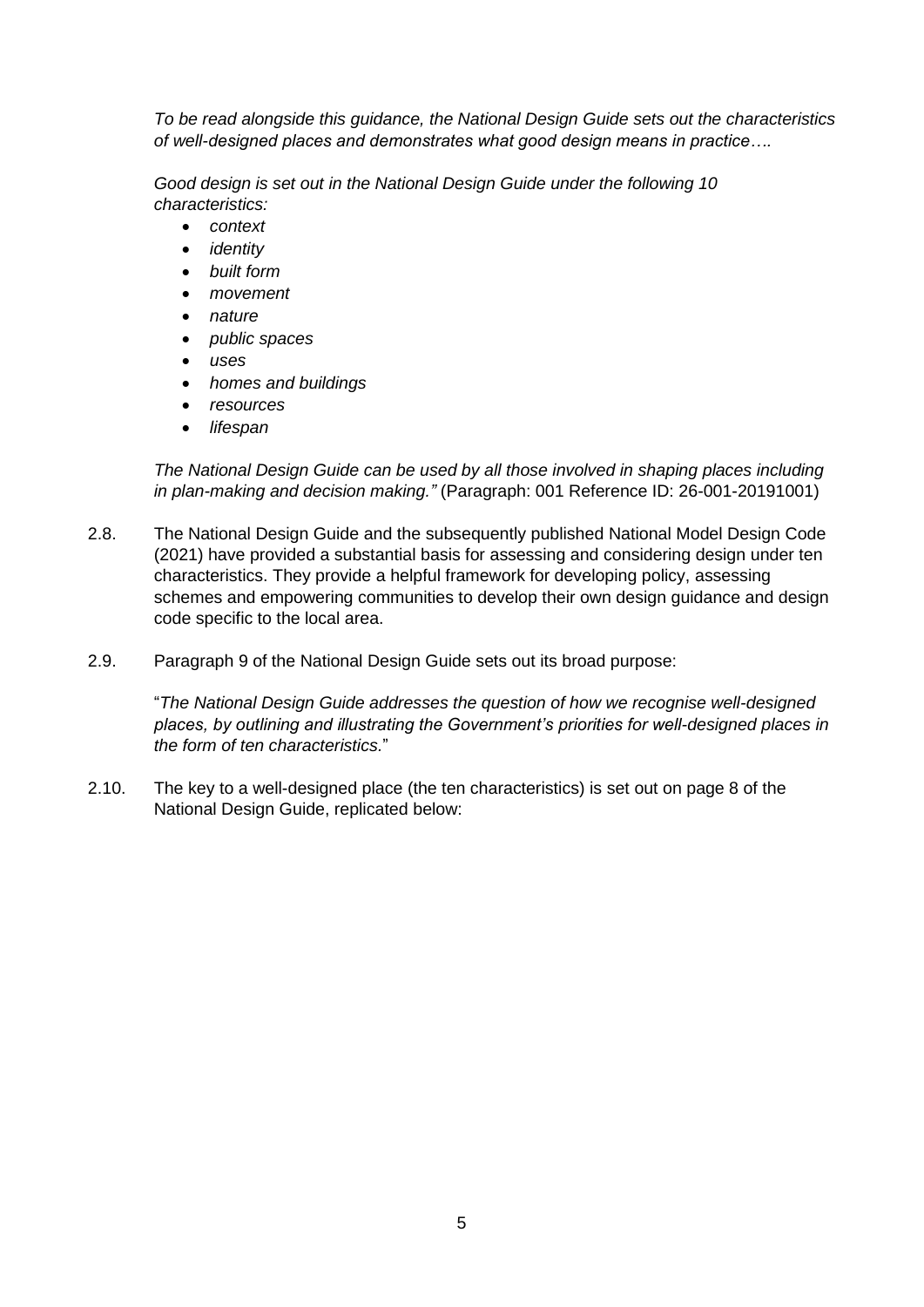*To be read alongside this guidance, the National Design Guide sets out the characteristics of well-designed places and demonstrates what good design means in practice….*

*Good design is set out in the National Design Guide under the following 10 characteristics:*

- *context*
- *identity*
- *built form*
- *movement*
- *nature*
- *public spaces*
- *uses*
- *homes and buildings*
- *resources*
- *lifespan*

*The National Design Guide can be used by all those involved in shaping places including in plan-making and decision making."* (Paragraph: 001 Reference ID: 26-001-20191001)

2.8. The National Design Guide and the subsequently published National Model Design Code (2021) have provided a substantial basis for assessing and considering design under ten characteristics. They provide a helpful framework for developing policy, assessing schemes and empowering communities to develop their own design guidance and design code specific to the local area.

2.9. Paragraph 9 of the National Design Guide sets out its broad purpose:

"*The National Design Guide addresses the question of how we recognise well-designed places, by outlining and illustrating the Government's priorities for well-designed places in the form of ten characteristics.*"

2.10. The key to a well-designed place (the ten characteristics) is set out on page 8 of the National Design Guide, replicated below: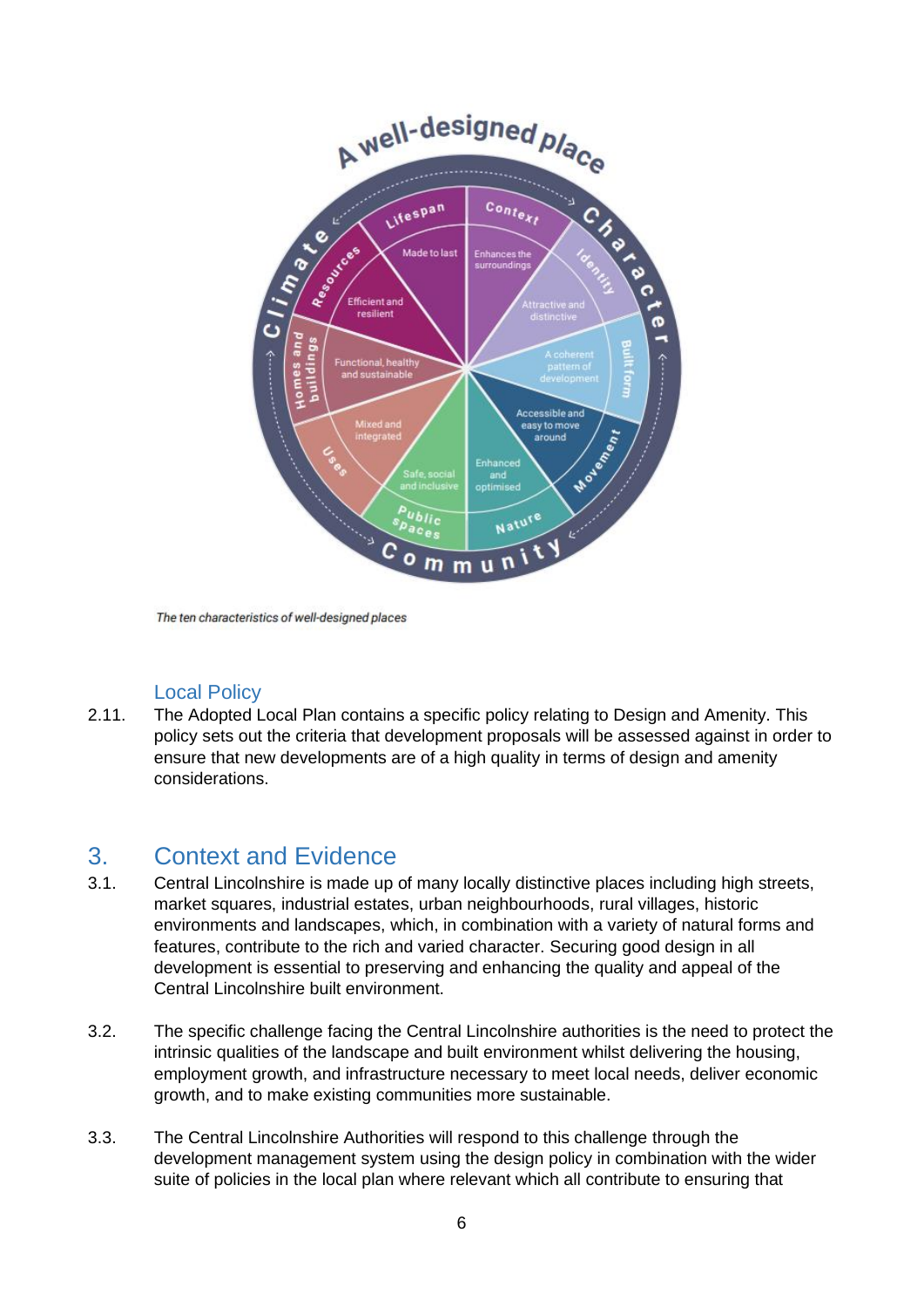*The ten characteristics of well-designed places*

## Local Policy

2.11. The Adopted Local Plan contains a specific policy relating to Design and Amenity. This policy sets out the criteria that development proposals will be assessed against in order to ensure that new developments are of a high quality in terms of design and amenity considerations.

# 3. Context and Evidence

3.1. Central Lincolnshire is made up of many locally distinctive places including high streets, market squares, industrial estates, urban neighbourhoods, rural villages, historic environments and landscapes, which, in combination with a variety of natural forms and features, contribute to the rich and varied character. Securing good design in all development is essential to preserving and enhancing the quality and appeal of the Central Lincolnshire built environment.

3.2. The specific challenge facing the Central Lincolnshire authorities is the need to protect the intrinsic qualities of the landscape and built environment whilst delivering the housing, employment growth, and infrastructure necessary to meet local needs, deliver economic growth, and to make existing communities more sustainable.

3.3. The Central Lincolnshire Authorities will respond to this challenge through the development management system using the design policy in combination with the wider suite of policies in the local plan where relevant which all contribute to ensuring that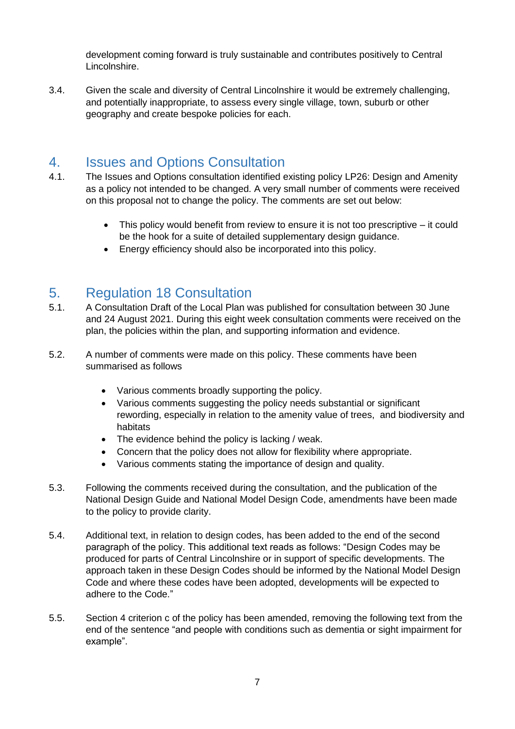development coming forward is truly sustainable and contributes positively to Central Lincolnshire.

3.4. Given the scale and diversity of Central Lincolnshire it would be extremely challenging, and potentially inappropriate, to assess every single village, town, suburb or other geography and create bespoke policies for each.

## 4. Issues and Options Consultation

4.1. The Issues and Options consultation identified existing policy LP26: Design and Amenity as a policy not intended to be changed. A very small number of comments were received on this proposal not to change the policy. The comments are set out below:

- This policy would benefit from review to ensure it is not too prescriptive – it could be the hook for a suite of detailed supplementary design guidance.
- Energy efficiency should also be incorporated into this policy.

## 5. Regulation 18 Consultation

5.1. A Consultation Draft of the Local Plan was published for consultation between 30 June and 24 August 2021. During this eight week consultation comments were received on the plan, the policies within the plan, and supporting information and evidence.

5.2. A number of comments were made on this policy. These comments have been summarised as follows

- Various comments broadly supporting the policy.
- Various comments suggesting the policy needs substantial or significant rewording, especially in relation to the amenity value of trees, and biodiversity and habitats
- The evidence behind the policy is lacking / weak.
- Concern that the policy does not allow for flexibility where appropriate.
- Various comments stating the importance of design and quality.

5.3. Following the comments received during the consultation, and the publication of the National Design Guide and National Model Design Code, amendments have been made to the policy to provide clarity.

5.4. Additional text, in relation to design codes, has been added to the end of the second paragraph of the policy. This additional text reads as follows: "Design Codes may be produced for parts of Central Lincolnshire or in support of specific developments. The approach taken in these Design Codes should be informed by the National Model Design Code and where these codes have been adopted, developments will be expected to adhere to the Code."

5.5. Section 4 criterion c of the policy has been amended, removing the following text from the end of the sentence "and people with conditions such as dementia or sight impairment for example".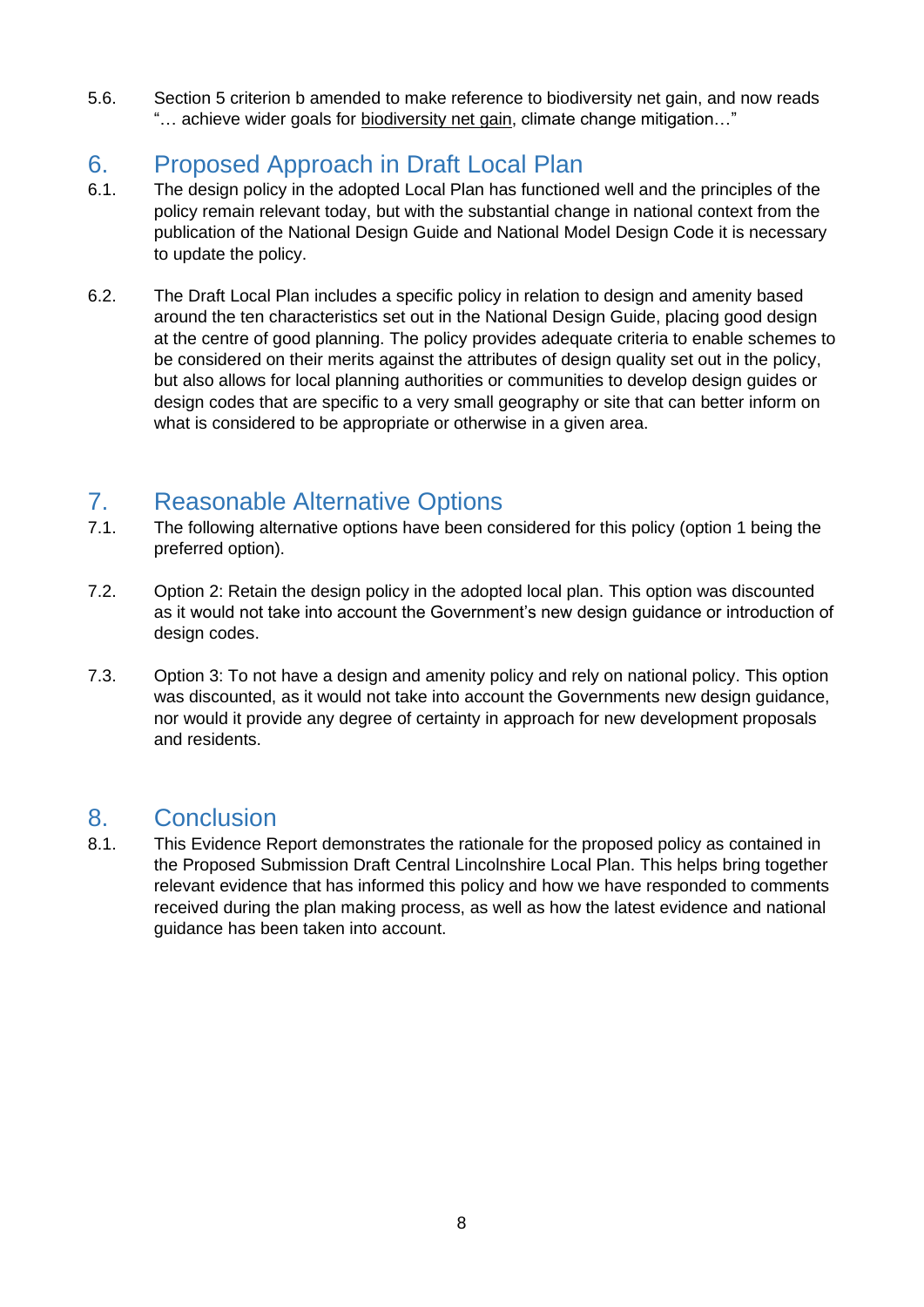5.6. Section 5 criterion b amended to make reference to biodiversity net gain, and now reads "… achieve wider goals for biodiversity net gain, climate change mitigation…"

## 6. Proposed Approach in Draft Local Plan

6.1. The design policy in the adopted Local Plan has functioned well and the principles of the policy remain relevant today, but with the substantial change in national context from the publication of the National Design Guide and National Model Design Code it is necessary to update the policy.

6.2. The Draft Local Plan includes a specific policy in relation to design and amenity based around the ten characteristics set out in the National Design Guide, placing good design at the centre of good planning. The policy provides adequate criteria to enable schemes to be considered on their merits against the attributes of design quality set out in the policy, but also allows for local planning authorities or communities to develop design guides or design codes that are specific to a very small geography or site that can better inform on what is considered to be appropriate or otherwise in a given area.

## 7. Reasonable Alternative Options

7.1. The following alternative options have been considered for this policy (option 1 being the preferred option).

7.2. Option 2: Retain the design policy in the adopted local plan. This option was discounted as it would not take into account the Government's new design guidance or introduction of design codes.

7.3. Option 3: To not have a design and amenity policy and rely on national policy. This option was discounted, as it would not take into account the Governments new design guidance, nor would it provide any degree of certainty in approach for new development proposals and residents.

## 8. Conclusion

8.1. This Evidence Report demonstrates the rationale for the proposed policy as contained in the Proposed Submission Draft Central Lincolnshire Local Plan. This helps bring together relevant evidence that has informed this policy and how we have responded to comments received during the plan making process, as well as how the latest evidence and national guidance has been taken into account.